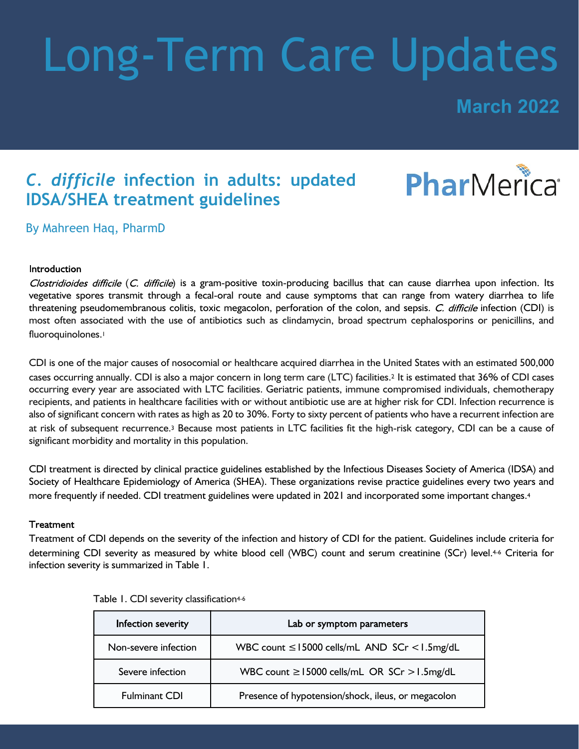# Long-Term Care Updates

**March 2022**

## *C. difficile* infection in adults: updated IDSA/SHEA treatment guidelines

PharMerica

By Mahreen Haq, PharmD

### Introduction

*Clostridioides difficile* (*C. difficile*) is a gram-positive toxin-producing bacillus that can cause diarrhea upon infection. Its vegetative spores transmit through a fecal-oral route and cause symptoms that can range from watery diarrhea to life threatening pseudomembranous colitis, toxic megacolon, perforation of the colon, and sepsis. *C. difficile* infection (CDI) is most often associated with the use of antibiotics such as clindamycin, broad spectrum cephalosporins or penicillins, and fluoroquinolones.[1]

CDI is one of the major causes of nosocomial or healthcare acquired diarrhea in the United States with an estimated 500,000 cases occurring annually. CDI is also a major concern in long term care (LTC) facilities.[2] It is estimated that 36% of CDI cases occurring every year are associated with LTC facilities. Geriatric patients, immune compromised individuals, chemotherapy recipients, and patients in healthcare facilities with or without antibiotic use are at higher risk for CDI. Infection recurrence is also of significant concern with rates as high as 20 to 30%. Forty to sixty percent of patients who have a recurrent infection are at risk of subsequent recurrence.[3] Because most patients in LTC facilities fit the high-risk category, CDI can be a cause of significant morbidity and mortality in this population.

CDI treatment is directed by clinical practice guidelines established by the Infectious Diseases Society of America (IDSA) and Society of Healthcare Epidemiology of America (SHEA). These organizations revise practice guidelines every two years and more frequently if needed. CDI treatment guidelines were updated in 2021 and incorporated some important changes.[4]

### Treatment

Treatment of CDI depends on the severity of the infection and history of CDI for the patient. Guidelines include criteria for determining CDI severity as measured by white blood cell (WBC) count and serum creatinine (SCr) level.[4-6] Criteria for infection severity is summarized in Table 1.

Table 1. CDI severity classification[4-6]

| Infection severity | Lab or symptom parameters |
|---|---|
| Non-severe infection | WBC count ≤15000 cells/mL AND SCr <1.5mg/dL |
| Severe infection | WBC count ≥15000 cells/mL OR SCr >1.5mg/dL |
| Fulminant CDI | Presence of hypotension/shock, ileus, or megacolon |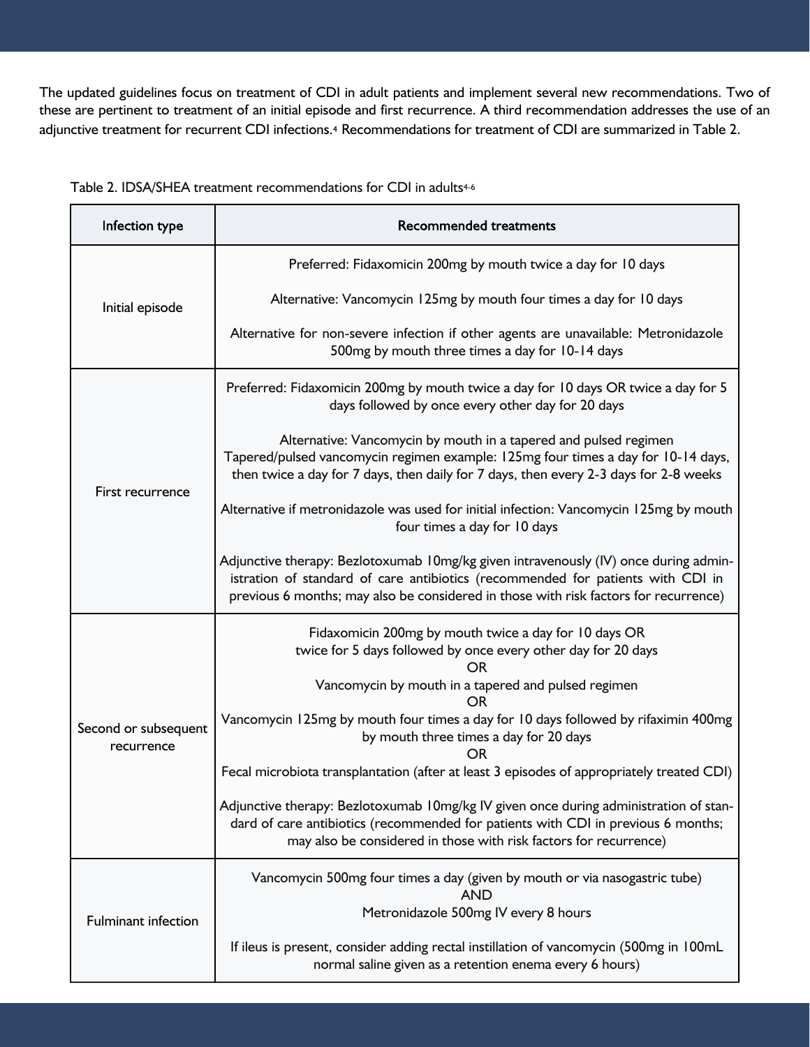The updated guidelines focus on treatment of CDI in adult patients and implement several new recommendations. Two of these are pertinent to treatment of an initial episode and first recurrence. A third recommendation addresses the use of an adjunctive treatment for recurrent CDI infections.[4] Recommendations for treatment of CDI are summarized in Table 2.

Table 2. IDSA/SHEA treatment recommendations for CDI in adults[4-6]

| Infection type | Recommended treatments |
|---|---|
| Initial episode | Preferred: Fidaxomicin 200mg by mouth twice a day for 10 days<br><br>Alternative: Vancomycin 125mg by mouth four times a day for 10 days<br><br>Alternative for non-severe infection if other agents are unavailable: Metronidazole 500mg by mouth three times a day for 10-14 days |
| First recurrence | Preferred: Fidaxomicin 200mg by mouth twice a day for 10 days OR twice a day for 5 days followed by once every other day for 20 days<br><br>Alternative: Vancomycin by mouth in a tapered and pulsed regimen<br>Tapered/pulsed vancomycin regimen example: 125mg four times a day for 10-14 days, then twice a day for 7 days, then daily for 7 days, then every 2-3 days for 2-8 weeks<br><br>Alternative if metronidazole was used for initial infection: Vancomycin 125mg by mouth four times a day for 10 days<br><br>Adjunctive therapy: Bezlotoxumab 10mg/kg given intravenously (IV) once during administration of standard of care antibiotics (recommended for patients with CDI in previous 6 months; may also be considered in those with risk factors for recurrence) |
| Second or subsequent recurrence | Fidaxomicin 200mg by mouth twice a day for 10 days OR twice for 5 days followed by once every other day for 20 days<br>OR<br>Vancomycin by mouth in a tapered and pulsed regimen<br>OR<br>Vancomycin 125mg by mouth four times a day for 10 days followed by rifaximin 400mg by mouth three times a day for 20 days<br>OR<br>Fecal microbiota transplantation (after at least 3 episodes of appropriately treated CDI)<br><br>Adjunctive therapy: Bezlotoxumab 10mg/kg IV given once during administration of standard of care antibiotics (recommended for patients with CDI in previous 6 months; may also be considered in those with risk factors for recurrence) |
| Fulminant infection | Vancomycin 500mg four times a day (given by mouth or via nasogastric tube)<br>AND<br>Metronidazole 500mg IV every 8 hours<br><br>If ileus is present, consider adding rectal instillation of vancomycin (500mg in 100mL normal saline given as a retention enema every 6 hours) |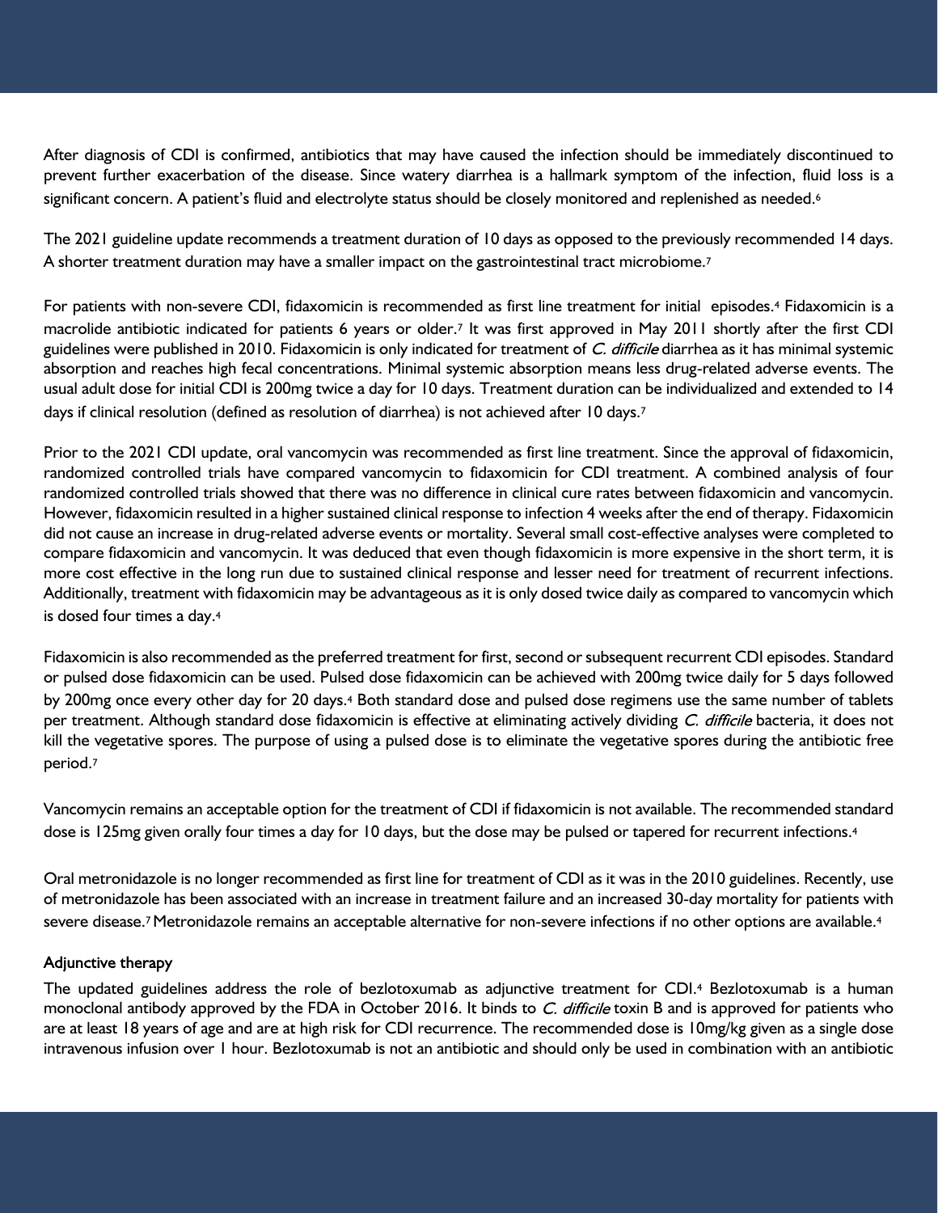After diagnosis of CDI is confirmed, antibiotics that may have caused the infection should be immediately discontinued to prevent further exacerbation of the disease. Since watery diarrhea is a hallmark symptom of the infection, fluid loss is a significant concern. A patient's fluid and electrolyte status should be closely monitored and replenished as needed.[6]

The 2021 guideline update recommends a treatment duration of 10 days as opposed to the previously recommended 14 days. A shorter treatment duration may have a smaller impact on the gastrointestinal tract microbiome.[7]

For patients with non-severe CDI, fidaxomicin is recommended as first line treatment for initial episodes.[4] Fidaxomicin is a macrolide antibiotic indicated for patients 6 years or older.[7] It was first approved in May 2011 shortly after the first CDI guidelines were published in 2010. Fidaxomicin is only indicated for treatment of *C. difficile* diarrhea as it has minimal systemic absorption and reaches high fecal concentrations. Minimal systemic absorption means less drug-related adverse events. The usual adult dose for initial CDI is 200mg twice a day for 10 days. Treatment duration can be individualized and extended to 14 days if clinical resolution (defined as resolution of diarrhea) is not achieved after 10 days.[7]

Prior to the 2021 CDI update, oral vancomycin was recommended as first line treatment. Since the approval of fidaxomicin, randomized controlled trials have compared vancomycin to fidaxomicin for CDI treatment. A combined analysis of four randomized controlled trials showed that there was no difference in clinical cure rates between fidaxomicin and vancomycin. However, fidaxomicin resulted in a higher sustained clinical response to infection 4 weeks after the end of therapy. Fidaxomicin did not cause an increase in drug-related adverse events or mortality. Several small cost-effective analyses were completed to compare fidaxomicin and vancomycin. It was deduced that even though fidaxomicin is more expensive in the short term, it is more cost effective in the long run due to sustained clinical response and lesser need for treatment of recurrent infections. Additionally, treatment with fidaxomicin may be advantageous as it is only dosed twice daily as compared to vancomycin which is dosed four times a day.[4]

Fidaxomicin is also recommended as the preferred treatment for first, second or subsequent recurrent CDI episodes. Standard or pulsed dose fidaxomicin can be used. Pulsed dose fidaxomicin can be achieved with 200mg twice daily for 5 days followed by 200mg once every other day for 20 days.[4] Both standard dose and pulsed dose regimens use the same number of tablets per treatment. Although standard dose fidaxomicin is effective at eliminating actively dividing *C. difficile* bacteria, it does not kill the vegetative spores. The purpose of using a pulsed dose is to eliminate the vegetative spores during the antibiotic free period.[7]

Vancomycin remains an acceptable option for the treatment of CDI if fidaxomicin is not available. The recommended standard dose is 125mg given orally four times a day for 10 days, but the dose may be pulsed or tapered for recurrent infections.[4]

Oral metronidazole is no longer recommended as first line for treatment of CDI as it was in the 2010 guidelines. Recently, use of metronidazole has been associated with an increase in treatment failure and an increased 30-day mortality for patients with severe disease.[7] Metronidazole remains an acceptable alternative for non-severe infections if no other options are available.[4]

### Adjunctive therapy

The updated guidelines address the role of bezlotoxumab as adjunctive treatment for CDI.[4] Bezlotoxumab is a human monoclonal antibody approved by the FDA in October 2016. It binds to *C. difficile* toxin B and is approved for patients who are at least 18 years of age and are at high risk for CDI recurrence. The recommended dose is 10mg/kg given as a single dose intravenous infusion over 1 hour. Bezlotoxumab is not an antibiotic and should only be used in combination with an antibiotic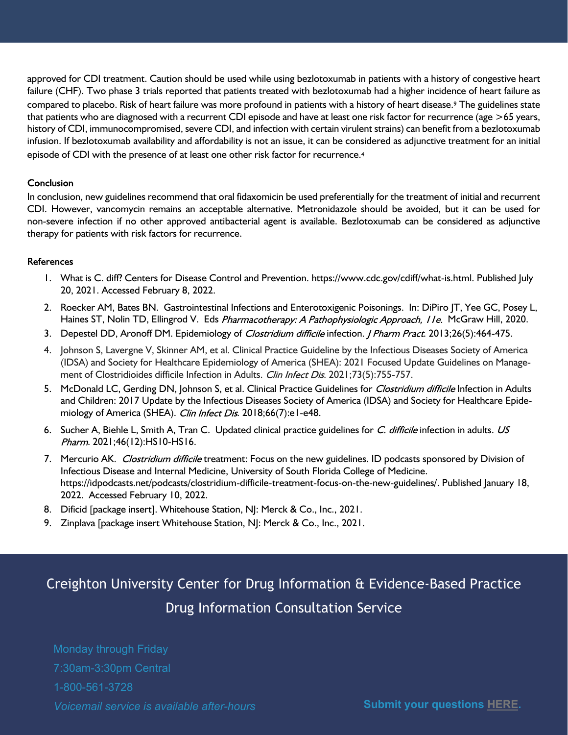approved for CDI treatment. Caution should be used while using bezlotoxumab in patients with a history of congestive heart failure (CHF). Two phase 3 trials reported that patients treated with bezlotoxumab had a higher incidence of heart failure as compared to placebo. Risk of heart failure was more profound in patients with a history of heart disease.[9] The guidelines state that patients who are diagnosed with a recurrent CDI episode and have at least one risk factor for recurrence (age >65 years, history of CDI, immunocompromised, severe CDI, and infection with certain virulent strains) can benefit from a bezlotoxumab infusion. If bezlotoxumab availability and affordability is not an issue, it can be considered as adjunctive treatment for an initial episode of CDI with the presence of at least one other risk factor for recurrence.[4]

## Conclusion

In conclusion, new guidelines recommend that oral fidaxomicin be used preferentially for the treatment of initial and recurrent CDI. However, vancomycin remains an acceptable alternative. Metronidazole should be avoided, but it can be used for non-severe infection if no other approved antibacterial agent is available. Bezlotoxumab can be considered as adjunctive therapy for patients with risk factors for recurrence.

## References

1. What is C. diff? Centers for Disease Control and Prevention. https://www.cdc.gov/cdiff/what-is.html. Published July 20, 2021. Accessed February 8, 2022.
2. Roecker AM, Bates BN. Gastrointestinal Infections and Enterotoxigenic Poisonings. In: DiPiro JT, Yee GC, Posey L, Haines ST, Nolin TD, Ellingrod V. Eds *Pharmacotherapy: A Pathophysiologic Approach, 11e.* McGraw Hill, 2020.
3. Depestel DD, Aronoff DM. Epidemiology of *Clostridium difficile* infection. *J Pharm Pract*. 2013;26(5):464-475.
4. Johnson S, Lavergne V, Skinner AM, et al. Clinical Practice Guideline by the Infectious Diseases Society of America (IDSA) and Society for Healthcare Epidemiology of America (SHEA): 2021 Focused Update Guidelines on Management of Clostridioides difficile Infection in Adults. *Clin Infect Dis*. 2021;73(5):755-757.
5. McDonald LC, Gerding DN, Johnson S, et al. Clinical Practice Guidelines for *Clostridium difficile* Infection in Adults and Children: 2017 Update by the Infectious Diseases Society of America (IDSA) and Society for Healthcare Epidemiology of America (SHEA). *Clin Infect Dis*. 2018;66(7):e1-e48.
6. Sucher A, Biehle L, Smith A, Tran C. Updated clinical practice guidelines for *C. difficile* infection in adults. *US Pharm*. 2021;46(12):HS10-HS16.
7. Mercurio AK. *Clostridium difficile* treatment: Focus on the new guidelines. ID podcasts sponsored by Division of Infectious Disease and Internal Medicine, University of South Florida College of Medicine. https://idpodcasts.net/podcasts/clostridium-difficile-treatment-focus-on-the-new-guidelines/. Published January 18, 2022. Accessed February 10, 2022.
8. Dificid [package insert]. Whitehouse Station, NJ: Merck & Co., Inc., 2021.
9. Zinplava [package insert Whitehouse Station, NJ: Merck & Co., Inc., 2021.

Creighton University Center for Drug Information & Evidence-Based Practice

Drug Information Consultation Service

Monday through Friday

7:30am-3:30pm Central

1-800-561-3728

*Voicemail service is available after-hours*

**Submit your questions HERE.**